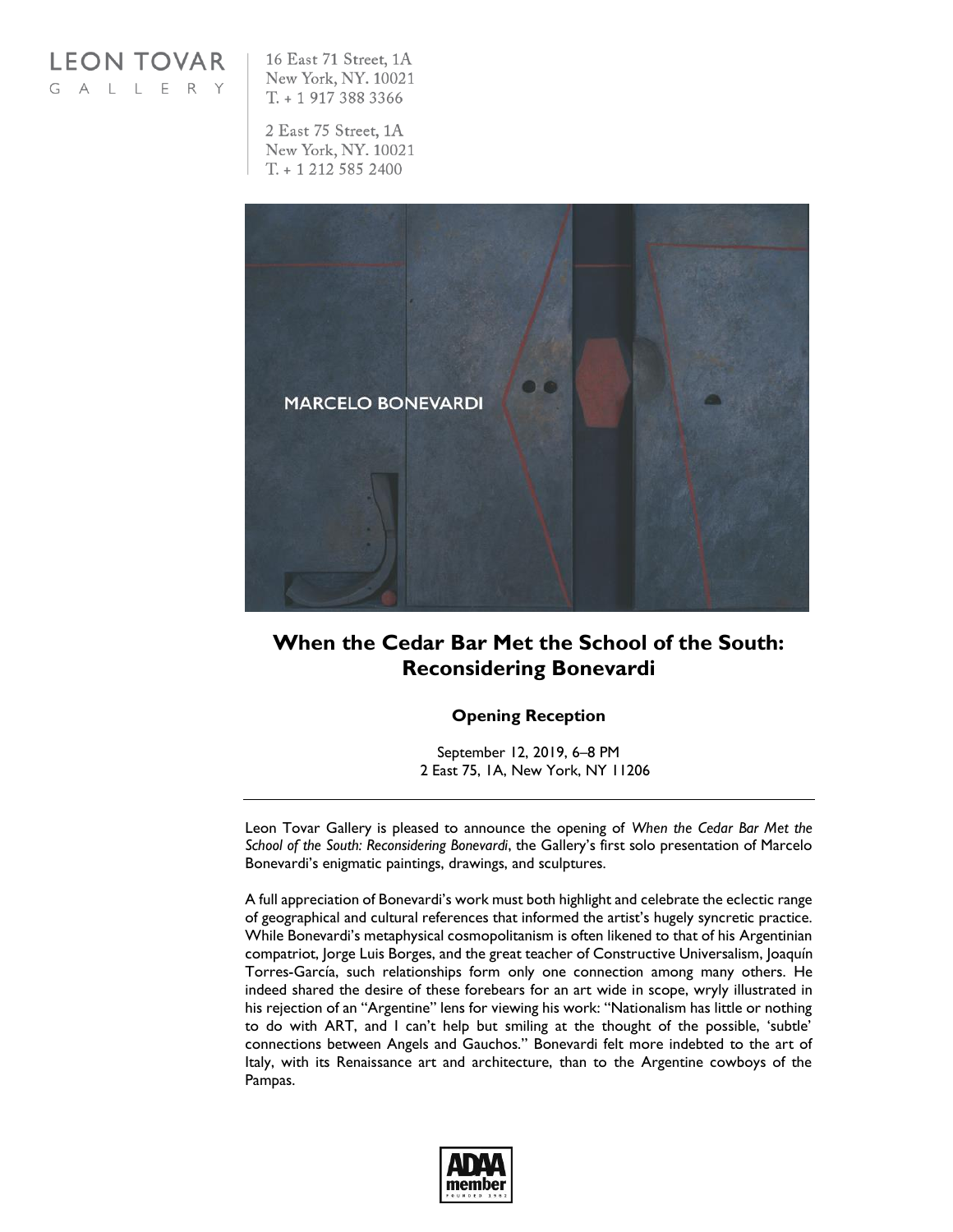LEON TOVAR
GALLERY

16 East 71 Street, 1A
New York, NY. 10021
T. + 1 917 388 3366

2 East 75 Street, 1A
New York, NY. 10021
T. + 1 212 585 2400

MARCELO BONEVARDI

## When the Cedar Bar Met the School of the South: Reconsidering Bonevardi

### Opening Reception

September 12, 2019, 6–8 PM
2 East 75, 1A, New York, NY 11206

---

Leon Tovar Gallery is pleased to announce the opening of *When the Cedar Bar Met the School of the South: Reconsidering Bonevardi*, the Gallery's first solo presentation of Marcelo Bonevardi's enigmatic paintings, drawings, and sculptures.

A full appreciation of Bonevardi's work must both highlight and celebrate the eclectic range of geographical and cultural references that informed the artist's hugely syncretic practice. While Bonevardi's metaphysical cosmopolitanism is often likened to that of his Argentinian compatriot, Jorge Luis Borges, and the great teacher of Constructive Universalism, Joaquín Torres-García, such relationships form only one connection among many others. He indeed shared the desire of these forebears for an art wide in scope, wryly illustrated in his rejection of an "Argentine" lens for viewing his work: "Nationalism has little or nothing to do with ART, and I can't help but smiling at the thought of the possible, 'subtle' connections between Angels and Gauchos." Bonevardi felt more indebted to the art of Italy, with its Renaissance art and architecture, than to the Argentine cowboys of the Pampas.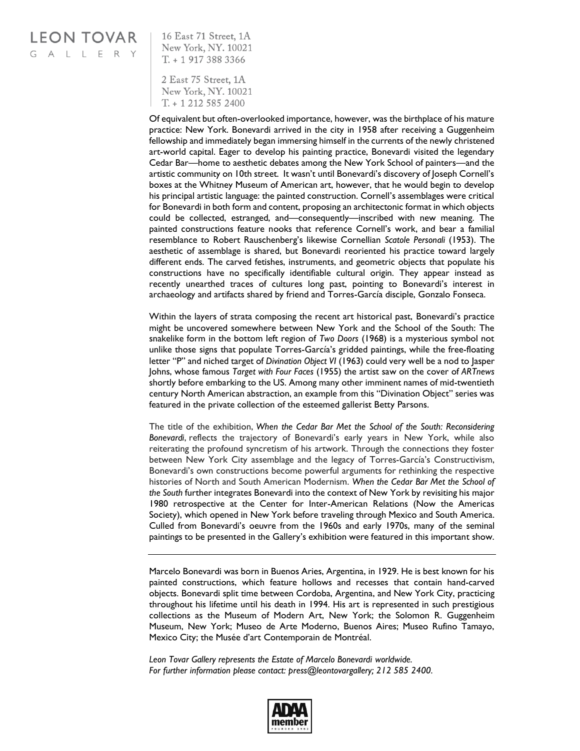Of equivalent but often-overlooked importance, however, was the birthplace of his mature practice: New York. Bonevardi arrived in the city in 1958 after receiving a Guggenheim fellowship and immediately began immersing himself in the currents of the newly christened art-world capital. Eager to develop his painting practice, Bonevardi visited the legendary Cedar Bar—home to aesthetic debates among the New York School of painters—and the artistic community on 10th street. It wasn't until Bonevardi's discovery of Joseph Cornell's boxes at the Whitney Museum of American art, however, that he would begin to develop his principal artistic language: the painted construction. Cornell's assemblages were critical for Bonevardi in both form and content, proposing an architectonic format in which objects could be collected, estranged, and—consequently—inscribed with new meaning. The painted constructions feature nooks that reference Cornell's work, and bear a familial resemblance to Robert Rauschenberg's likewise Cornellian *Scatole Personali* (1953). The aesthetic of assemblage is shared, but Bonevardi reoriented his practice toward largely different ends. The carved fetishes, instruments, and geometric objects that populate his constructions have no specifically identifiable cultural origin. They appear instead as recently unearthed traces of cultures long past, pointing to Bonevardi's interest in archaeology and artifacts shared by friend and Torres-García disciple, Gonzalo Fonseca.

Within the layers of strata composing the recent art historical past, Bonevardi's practice might be uncovered somewhere between New York and the School of the South: The snakelike form in the bottom left region of *Two Doors* (1968) is a mysterious symbol not unlike those signs that populate Torres-García's gridded paintings, while the free-floating letter "P" and niched target of *Divination Object VI* (1963) could very well be a nod to Jasper Johns, whose famous *Target with Four Faces* (1955) the artist saw on the cover of *ARTnews* shortly before embarking to the US. Among many other imminent names of mid-twentieth century North American abstraction, an example from this "Divination Object" series was featured in the private collection of the esteemed gallerist Betty Parsons.

The title of the exhibition, *When the Cedar Bar Met the School of the South: Reconsidering Bonevardi*, reflects the trajectory of Bonevardi's early years in New York, while also reiterating the profound syncretism of his artwork. Through the connections they foster between New York City assemblage and the legacy of Torres-García's Constructivism, Bonevardi's own constructions become powerful arguments for rethinking the respective histories of North and South American Modernism. *When the Cedar Bar Met the School of the South* further integrates Bonevardi into the context of New York by revisiting his major 1980 retrospective at the Center for Inter-American Relations (Now the Americas Society), which opened in New York before traveling through Mexico and South America. Culled from Bonevardi's oeuvre from the 1960s and early 1970s, many of the seminal paintings to be presented in the Gallery's exhibition were featured in this important show.

---

Marcelo Bonevardi was born in Buenos Aries, Argentina, in 1929. He is best known for his painted constructions, which feature hollows and recesses that contain hand-carved objects. Bonevardi split time between Cordoba, Argentina, and New York City, practicing throughout his lifetime until his death in 1994. His art is represented in such prestigious collections as the Museum of Modern Art, New York; the Solomon R. Guggenheim Museum, New York; Museo de Arte Moderno, Buenos Aires; Museo Rufino Tamayo, Mexico City; the Musée d'art Contemporain de Montréal.

*Leon Tovar Gallery represents the Estate of Marcelo Bonevardi worldwide.*
*For further information please contact: press@leontovargallery; 212 585 2400.*